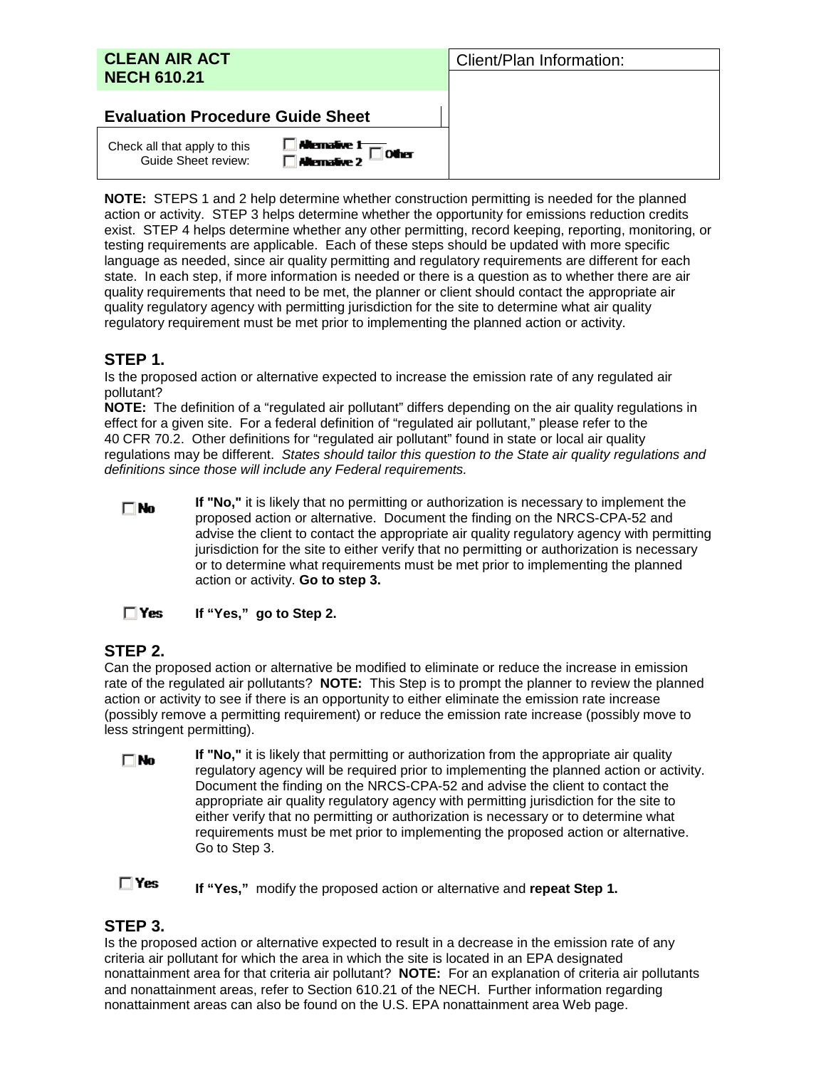| **CLEAN AIR ACT NECH 610.21** | Client/Plan Information: |
|---|---|
| **Evaluation Procedure Guide Sheet** | |
| Check all that apply to this Guide Sheet review: ☐ Alternative 1 ☐ Alternative 2 ☐ Other | |

**NOTE:** STEPS 1 and 2 help determine whether construction permitting is needed for the planned action or activity. STEP 3 helps determine whether the opportunity for emissions reduction credits exist. STEP 4 helps determine whether any other permitting, record keeping, reporting, monitoring, or testing requirements are applicable. Each of these steps should be updated with more specific language as needed, since air quality permitting and regulatory requirements are different for each state. In each step, if more information is needed or there is a question as to whether there are air quality requirements that need to be met, the planner or client should contact the appropriate air quality regulatory agency with permitting jurisdiction for the site to determine what air quality regulatory requirement must be met prior to implementing the planned action or activity.

## STEP 1.

Is the proposed action or alternative expected to increase the emission rate of any regulated air pollutant?

**NOTE:** The definition of a "regulated air pollutant" differs depending on the air quality regulations in effect for a given site. For a federal definition of "regulated air pollutant," please refer to the 40 CFR 70.2. Other definitions for "regulated air pollutant" found in state or local air quality regulations may be different. *States should tailor this question to the State air quality regulations and definitions since those will include any Federal requirements.*

☐ No — **If "No,"** it is likely that no permitting or authorization is necessary to implement the proposed action or alternative. Document the finding on the NRCS-CPA-52 and advise the client to contact the appropriate air quality regulatory agency with permitting jurisdiction for the site to either verify that no permitting or authorization is necessary or to determine what requirements must be met prior to implementing the planned action or activity. **Go to step 3.**

☐ Yes — **If "Yes," go to Step 2.**

## STEP 2.

Can the proposed action or alternative be modified to eliminate or reduce the increase in emission rate of the regulated air pollutants? **NOTE:** This Step is to prompt the planner to review the planned action or activity to see if there is an opportunity to either eliminate the emission rate increase (possibly remove a permitting requirement) or reduce the emission rate increase (possibly move to less stringent permitting).

☐ No — **If "No,"** it is likely that permitting or authorization from the appropriate air quality regulatory agency will be required prior to implementing the planned action or activity. Document the finding on the NRCS-CPA-52 and advise the client to contact the appropriate air quality regulatory agency with permitting jurisdiction for the site to either verify that no permitting or authorization is necessary or to determine what requirements must be met prior to implementing the proposed action or alternative. Go to Step 3.

☐ Yes — **If "Yes,"** modify the proposed action or alternative and **repeat Step 1.**

## STEP 3.

Is the proposed action or alternative expected to result in a decrease in the emission rate of any criteria air pollutant for which the area in which the site is located in an EPA designated nonattainment area for that criteria air pollutant? **NOTE:** For an explanation of criteria air pollutants and nonattainment areas, refer to Section 610.21 of the NECH. Further information regarding nonattainment areas can also be found on the U.S. EPA nonattainment area Web page.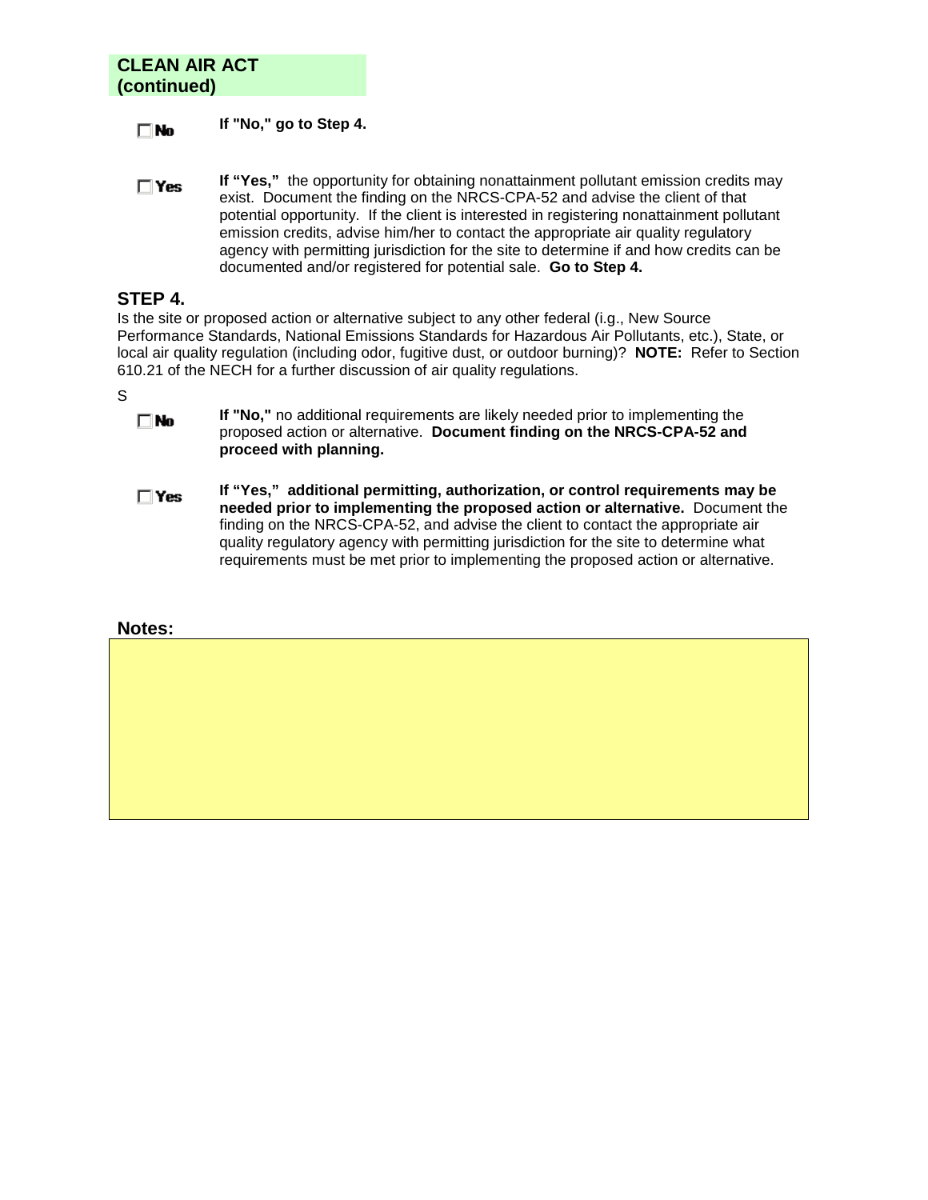## CLEAN AIR ACT (continued)

☐ **No** **If "No," go to Step 4.**

☐ **Yes** **If "Yes,"** the opportunity for obtaining nonattainment pollutant emission credits may exist. Document the finding on the NRCS-CPA-52 and advise the client of that potential opportunity. If the client is interested in registering nonattainment pollutant emission credits, advise him/her to contact the appropriate air quality regulatory agency with permitting jurisdiction for the site to determine if and how credits can be documented and/or registered for potential sale. **Go to Step 4.**

### STEP 4.

Is the site or proposed action or alternative subject to any other federal (i.e., New Source Performance Standards, National Emissions Standards for Hazardous Air Pollutants, etc.), State, or local air quality regulation (including odor, fugitive dust, or outdoor burning)? **NOTE:** Refer to Section 610.21 of the NECH for a further discussion of air quality regulations.

S

☐ **No** **If "No,"** no additional requirements are likely needed prior to implementing the proposed action or alternative. **Document finding on the NRCS-CPA-52 and proceed with planning.**

☐ **Yes** **If "Yes," additional permitting, authorization, or control requirements may be needed prior to implementing the proposed action or alternative.** Document the finding on the NRCS-CPA-52, and advise the client to contact the appropriate air quality regulatory agency with permitting jurisdiction for the site to determine what requirements must be met prior to implementing the proposed action or alternative.

**Notes:**